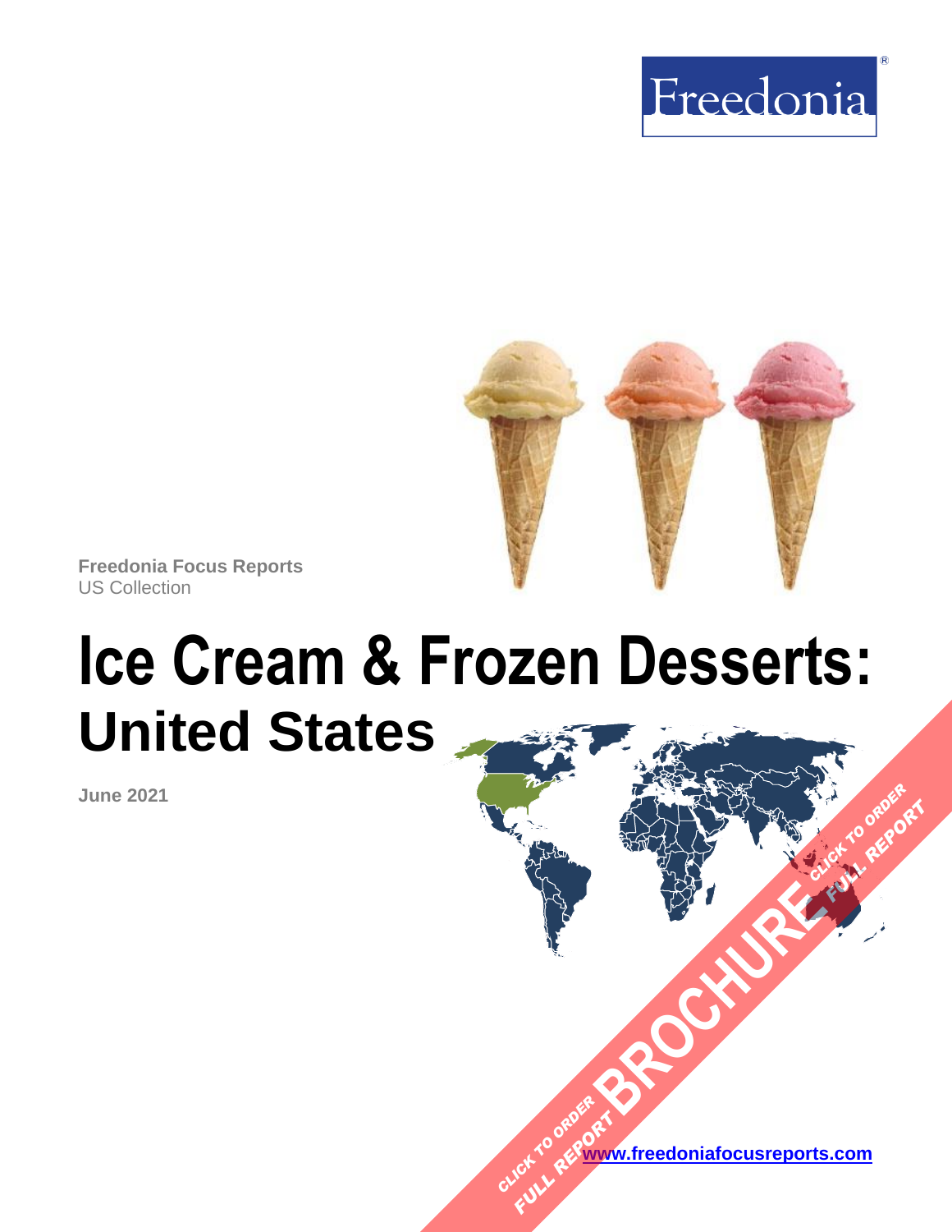Freedonia®

Freedonia Focus Reports
US Collection

# Ice Cream & Frozen Desserts: United States

June 2021

CLICK TO ORDER FULL REPORT BROCHURE CLICK TO ORDER FULL REPORT

www.freedoniafocusreports.com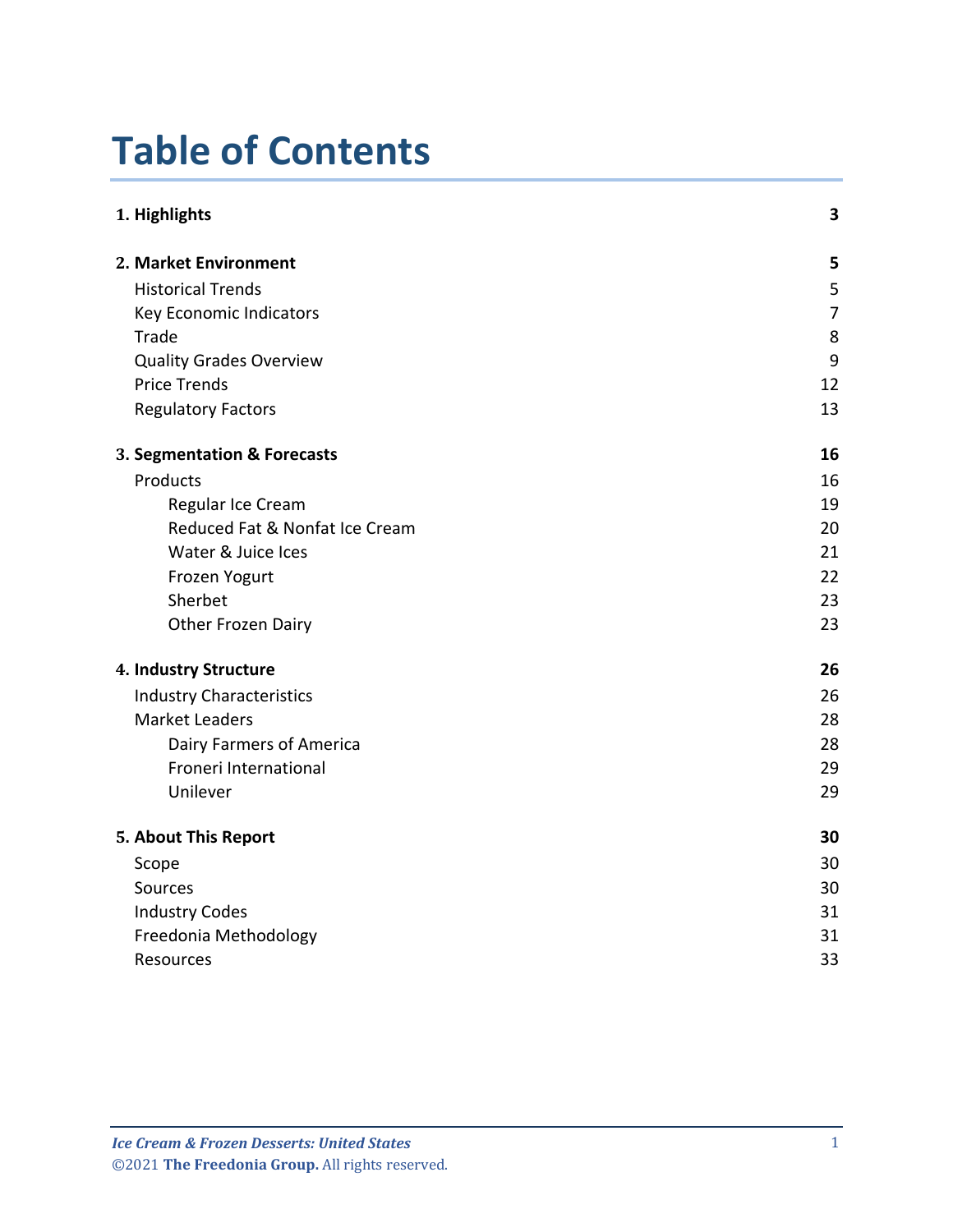# Table of Contents

| | |
|---|---|
| **1. Highlights** | **3** |
| **2. Market Environment** | **5** |
| Historical Trends | 5 |
| Key Economic Indicators | 7 |
| Trade | 8 |
| Quality Grades Overview | 9 |
| Price Trends | 12 |
| Regulatory Factors | 13 |
| **3. Segmentation & Forecasts** | **16** |
| Products | 16 |
| Regular Ice Cream | 19 |
| Reduced Fat & Nonfat Ice Cream | 20 |
| Water & Juice Ices | 21 |
| Frozen Yogurt | 22 |
| Sherbet | 23 |
| Other Frozen Dairy | 23 |
| **4. Industry Structure** | **26** |
| Industry Characteristics | 26 |
| Market Leaders | 28 |
| Dairy Farmers of America | 28 |
| Froneri International | 29 |
| Unilever | 29 |
| **5. About This Report** | **30** |
| Scope | 30 |
| Sources | 30 |
| Industry Codes | 31 |
| Freedonia Methodology | 31 |
| Resources | 33 |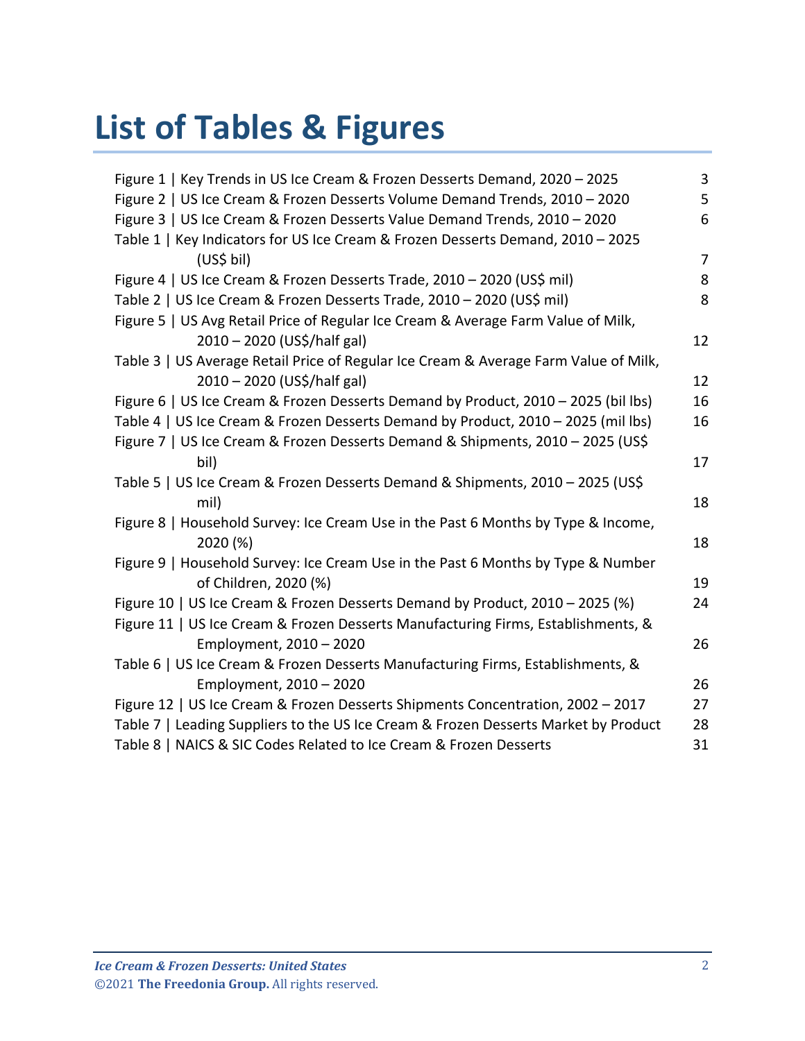# List of Tables & Figures

| | |
|---|---|
| Figure 1 \| Key Trends in US Ice Cream & Frozen Desserts Demand, 2020 – 2025 | 3 |
| Figure 2 \| US Ice Cream & Frozen Desserts Volume Demand Trends, 2010 – 2020 | 5 |
| Figure 3 \| US Ice Cream & Frozen Desserts Value Demand Trends, 2010 – 2020 | 6 |
| Table 1 \| Key Indicators for US Ice Cream & Frozen Desserts Demand, 2010 – 2025 (US$ bil) | 7 |
| Figure 4 \| US Ice Cream & Frozen Desserts Trade, 2010 – 2020 (US$ mil) | 8 |
| Table 2 \| US Ice Cream & Frozen Desserts Trade, 2010 – 2020 (US$ mil) | 8 |
| Figure 5 \| US Avg Retail Price of Regular Ice Cream & Average Farm Value of Milk, 2010 – 2020 (US$/half gal) | 12 |
| Table 3 \| US Average Retail Price of Regular Ice Cream & Average Farm Value of Milk, 2010 – 2020 (US$/half gal) | 12 |
| Figure 6 \| US Ice Cream & Frozen Desserts Demand by Product, 2010 – 2025 (bil lbs) | 16 |
| Table 4 \| US Ice Cream & Frozen Desserts Demand by Product, 2010 – 2025 (mil lbs) | 16 |
| Figure 7 \| US Ice Cream & Frozen Desserts Demand & Shipments, 2010 – 2025 (US$ bil) | 17 |
| Table 5 \| US Ice Cream & Frozen Desserts Demand & Shipments, 2010 – 2025 (US$ mil) | 18 |
| Figure 8 \| Household Survey: Ice Cream Use in the Past 6 Months by Type & Income, 2020 (%) | 18 |
| Figure 9 \| Household Survey: Ice Cream Use in the Past 6 Months by Type & Number of Children, 2020 (%) | 19 |
| Figure 10 \| US Ice Cream & Frozen Desserts Demand by Product, 2010 – 2025 (%) | 24 |
| Figure 11 \| US Ice Cream & Frozen Desserts Manufacturing Firms, Establishments, & Employment, 2010 – 2020 | 26 |
| Table 6 \| US Ice Cream & Frozen Desserts Manufacturing Firms, Establishments, & Employment, 2010 – 2020 | 26 |
| Figure 12 \| US Ice Cream & Frozen Desserts Shipments Concentration, 2002 – 2017 | 27 |
| Table 7 \| Leading Suppliers to the US Ice Cream & Frozen Desserts Market by Product | 28 |
| Table 8 \| NAICS & SIC Codes Related to Ice Cream & Frozen Desserts | 31 |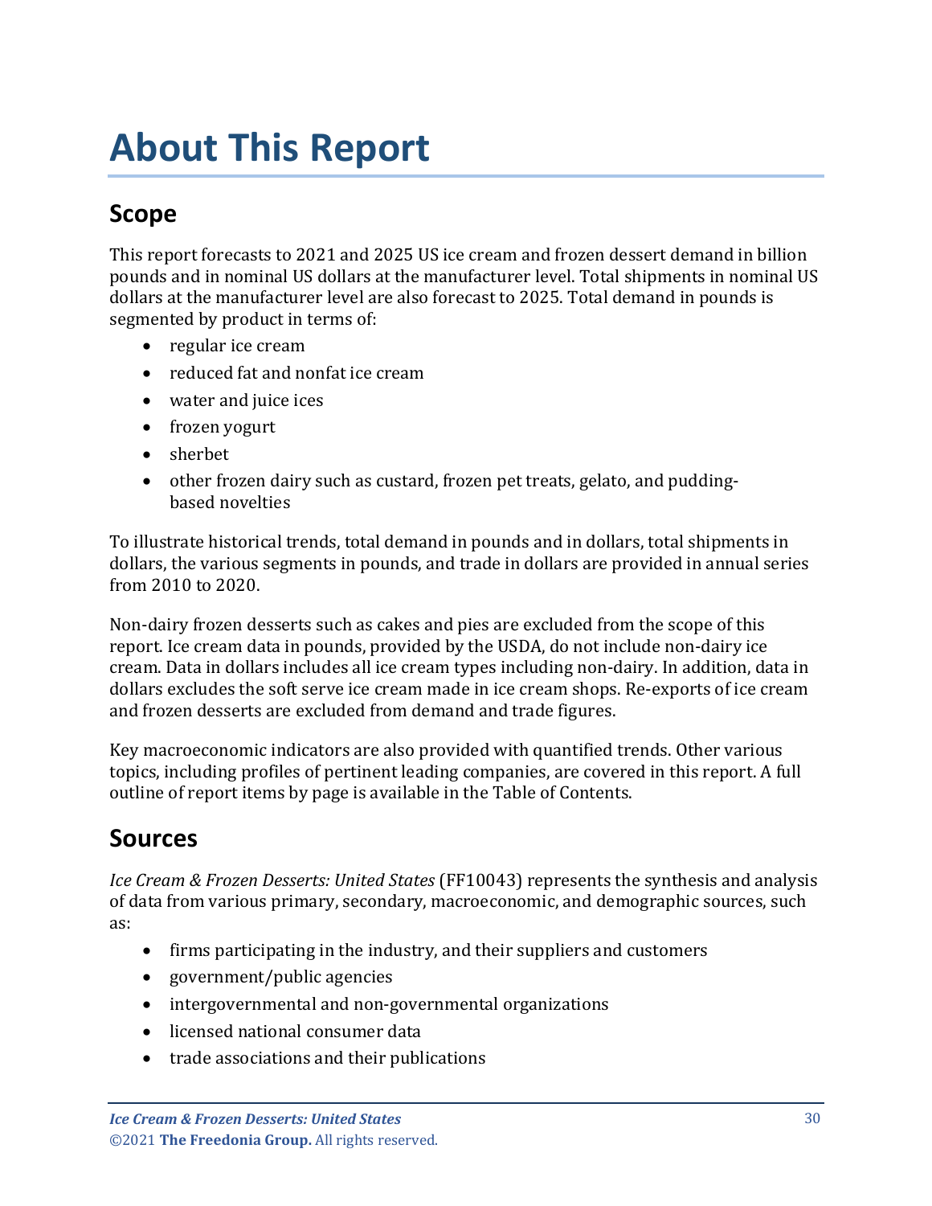# About This Report

## Scope

This report forecasts to 2021 and 2025 US ice cream and frozen dessert demand in billion pounds and in nominal US dollars at the manufacturer level. Total shipments in nominal US dollars at the manufacturer level are also forecast to 2025. Total demand in pounds is segmented by product in terms of:

- regular ice cream
- reduced fat and nonfat ice cream
- water and juice ices
- frozen yogurt
- sherbet
- other frozen dairy such as custard, frozen pet treats, gelato, and pudding-based novelties

To illustrate historical trends, total demand in pounds and in dollars, total shipments in dollars, the various segments in pounds, and trade in dollars are provided in annual series from 2010 to 2020.

Non-dairy frozen desserts such as cakes and pies are excluded from the scope of this report. Ice cream data in pounds, provided by the USDA, do not include non-dairy ice cream. Data in dollars includes all ice cream types including non-dairy. In addition, data in dollars excludes the soft serve ice cream made in ice cream shops. Re-exports of ice cream and frozen desserts are excluded from demand and trade figures.

Key macroeconomic indicators are also provided with quantified trends. Other various topics, including profiles of pertinent leading companies, are covered in this report. A full outline of report items by page is available in the Table of Contents.

## Sources

*Ice Cream & Frozen Desserts: United States* (FF10043) represents the synthesis and analysis of data from various primary, secondary, macroeconomic, and demographic sources, such as:

- firms participating in the industry, and their suppliers and customers
- government/public agencies
- intergovernmental and non-governmental organizations
- licensed national consumer data
- trade associations and their publications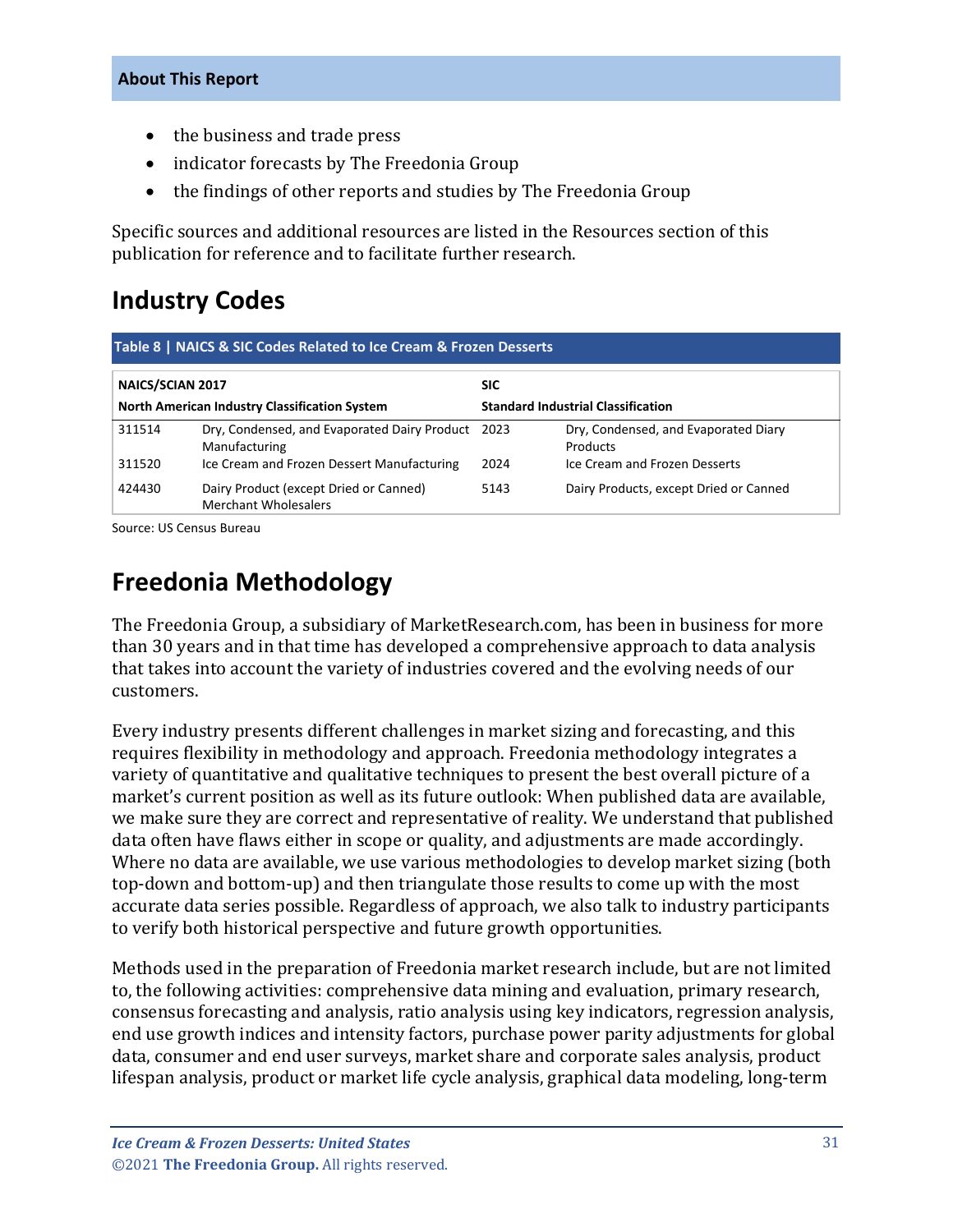- the business and trade press
- indicator forecasts by The Freedonia Group
- the findings of other reports and studies by The Freedonia Group

Specific sources and additional resources are listed in the Resources section of this publication for reference and to facilitate further research.

## Industry Codes

**Table 8 | NAICS & SIC Codes Related to Ice Cream & Frozen Desserts**

| NAICS/SCIAN 2017 North American Industry Classification System | | SIC Standard Industrial Classification | |
|---|---|---|---|
| 311514 | Dry, Condensed, and Evaporated Dairy Product Manufacturing | 2023 | Dry, Condensed, and Evaporated Diary Products |
| 311520 | Ice Cream and Frozen Dessert Manufacturing | 2024 | Ice Cream and Frozen Desserts |
| 424430 | Dairy Product (except Dried or Canned) Merchant Wholesalers | 5143 | Dairy Products, except Dried or Canned |

Source: US Census Bureau

## Freedonia Methodology

The Freedonia Group, a subsidiary of MarketResearch.com, has been in business for more than 30 years and in that time has developed a comprehensive approach to data analysis that takes into account the variety of industries covered and the evolving needs of our customers.

Every industry presents different challenges in market sizing and forecasting, and this requires flexibility in methodology and approach. Freedonia methodology integrates a variety of quantitative and qualitative techniques to present the best overall picture of a market's current position as well as its future outlook: When published data are available, we make sure they are correct and representative of reality. We understand that published data often have flaws either in scope or quality, and adjustments are made accordingly. Where no data are available, we use various methodologies to develop market sizing (both top-down and bottom-up) and then triangulate those results to come up with the most accurate data series possible. Regardless of approach, we also talk to industry participants to verify both historical perspective and future growth opportunities.

Methods used in the preparation of Freedonia market research include, but are not limited to, the following activities: comprehensive data mining and evaluation, primary research, consensus forecasting and analysis, ratio analysis using key indicators, regression analysis, end use growth indices and intensity factors, purchase power parity adjustments for global data, consumer and end user surveys, market share and corporate sales analysis, product lifespan analysis, product or market life cycle analysis, graphical data modeling, long-term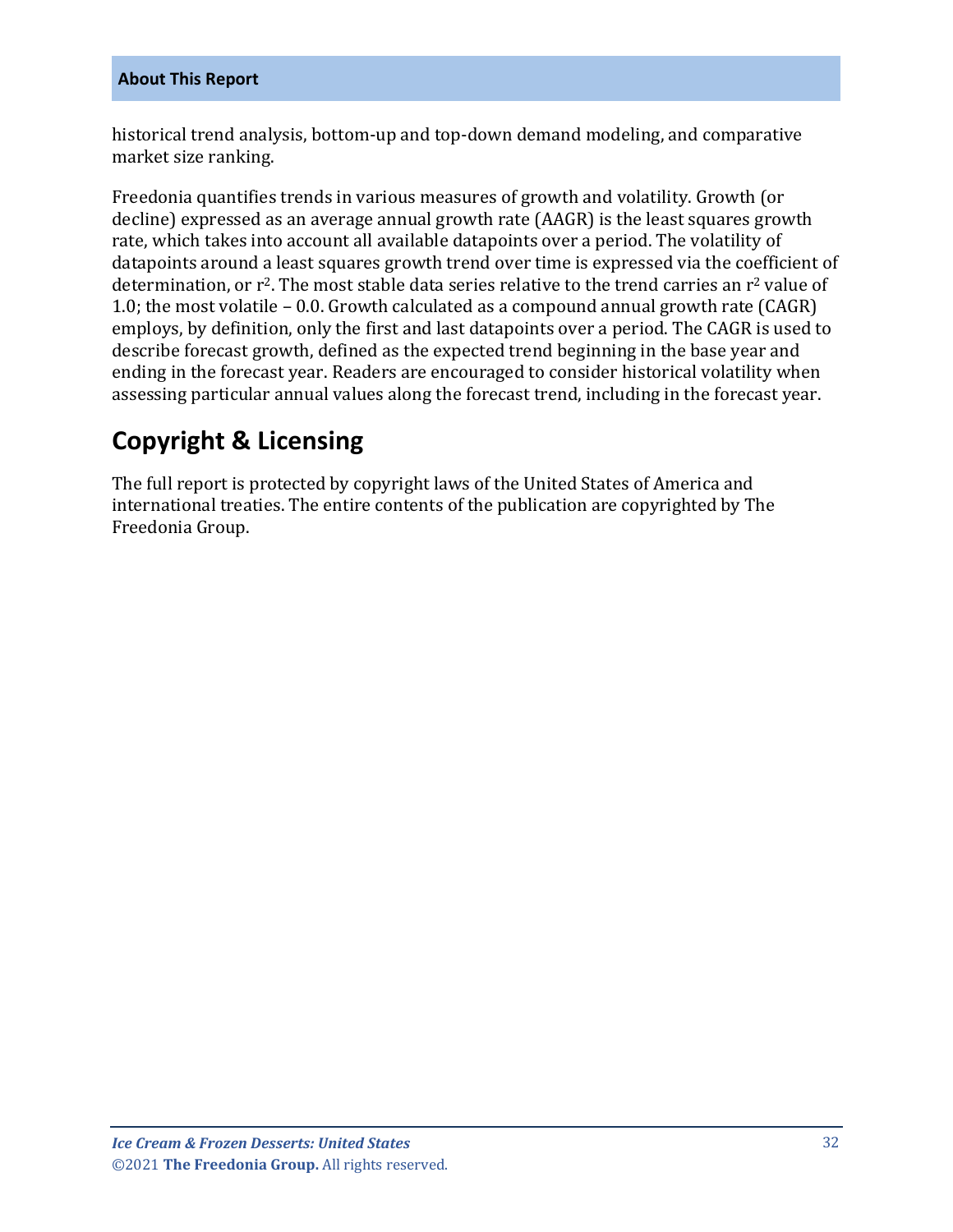historical trend analysis, bottom-up and top-down demand modeling, and comparative market size ranking.

Freedonia quantifies trends in various measures of growth and volatility. Growth (or decline) expressed as an average annual growth rate (AAGR) is the least squares growth rate, which takes into account all available datapoints over a period. The volatility of datapoints around a least squares growth trend over time is expressed via the coefficient of determination, or $r^2$. The most stable data series relative to the trend carries an $r^2$ value of 1.0; the most volatile – 0.0. Growth calculated as a compound annual growth rate (CAGR) employs, by definition, only the first and last datapoints over a period. The CAGR is used to describe forecast growth, defined as the expected trend beginning in the base year and ending in the forecast year. Readers are encouraged to consider historical volatility when assessing particular annual values along the forecast trend, including in the forecast year.

## Copyright & Licensing

The full report is protected by copyright laws of the United States of America and international treaties. The entire contents of the publication are copyrighted by The Freedonia Group.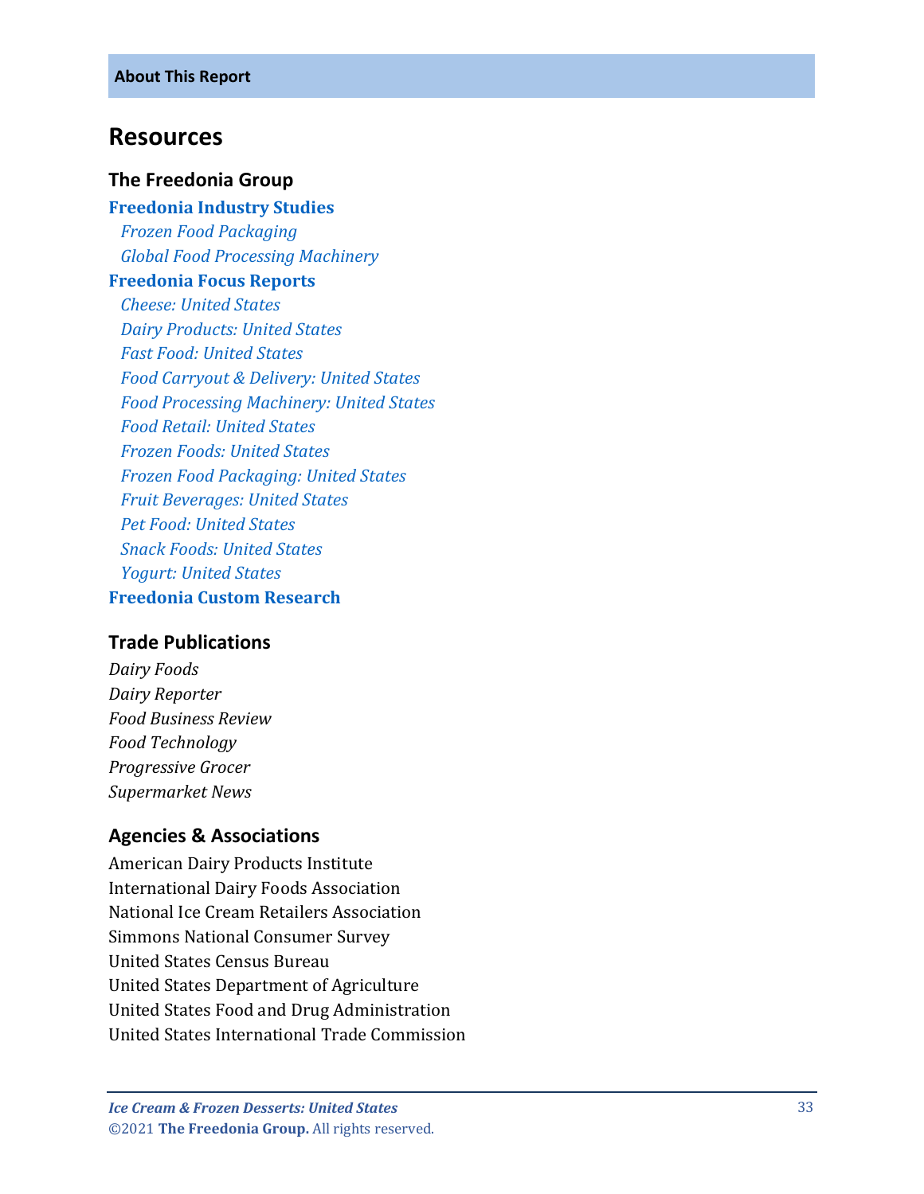About This Report

# Resources

### The Freedonia Group

**Freedonia Industry Studies**

*Frozen Food Packaging*
*Global Food Processing Machinery*

**Freedonia Focus Reports**

*Cheese: United States*
*Dairy Products: United States*
*Fast Food: United States*
*Food Carryout & Delivery: United States*
*Food Processing Machinery: United States*
*Food Retail: United States*
*Frozen Foods: United States*
*Frozen Food Packaging: United States*
*Fruit Beverages: United States*
*Pet Food: United States*
*Snack Foods: United States*
*Yogurt: United States*

**Freedonia Custom Research**

### Trade Publications

*Dairy Foods*
*Dairy Reporter*
*Food Business Review*
*Food Technology*
*Progressive Grocer*
*Supermarket News*

### Agencies & Associations

American Dairy Products Institute
International Dairy Foods Association
National Ice Cream Retailers Association
Simmons National Consumer Survey
United States Census Bureau
United States Department of Agriculture
United States Food and Drug Administration
United States International Trade Commission